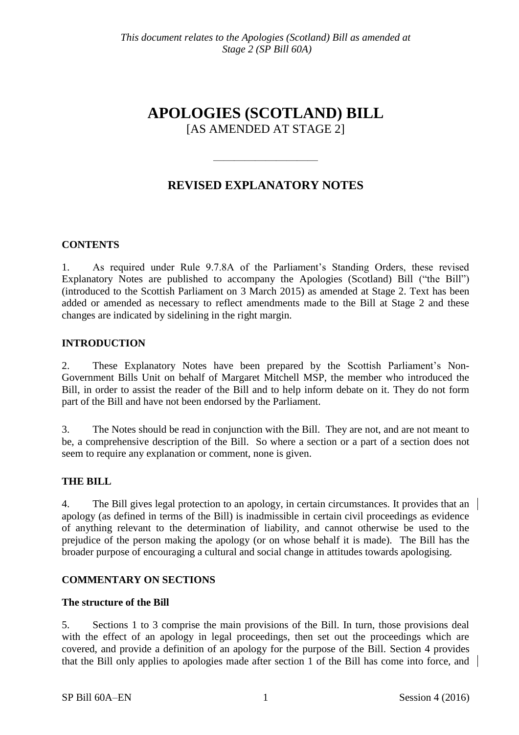*This document relates to the Apologies (Scotland) Bill as amended at Stage 2 (SP Bill 60A)*

# APOLOGIES (SCOTLAND) BILL

[AS AMENDED AT STAGE 2]

---

## REVISED EXPLANATORY NOTES

### CONTENTS

1. As required under Rule 9.7.8A of the Parliament's Standing Orders, these revised Explanatory Notes are published to accompany the Apologies (Scotland) Bill ("the Bill") (introduced to the Scottish Parliament on 3 March 2015) as amended at Stage 2. Text has been added or amended as necessary to reflect amendments made to the Bill at Stage 2 and these changes are indicated by sidelining in the right margin.

### INTRODUCTION

2. These Explanatory Notes have been prepared by the Scottish Parliament's Non-Government Bills Unit on behalf of Margaret Mitchell MSP, the member who introduced the Bill, in order to assist the reader of the Bill and to help inform debate on it. They do not form part of the Bill and have not been endorsed by the Parliament.

3. The Notes should be read in conjunction with the Bill. They are not, and are not meant to be, a comprehensive description of the Bill. So where a section or a part of a section does not seem to require any explanation or comment, none is given.

### THE BILL

4. The Bill gives legal protection to an apology, in certain circumstances. It provides that an apology (as defined in terms of the Bill) is inadmissible in certain civil proceedings as evidence of anything relevant to the determination of liability, and cannot otherwise be used to the prejudice of the person making the apology (or on whose behalf it is made). The Bill has the broader purpose of encouraging a cultural and social change in attitudes towards apologising.

### COMMENTARY ON SECTIONS

#### The structure of the Bill

5. Sections 1 to 3 comprise the main provisions of the Bill. In turn, those provisions deal with the effect of an apology in legal proceedings, then set out the proceedings which are covered, and provide a definition of an apology for the purpose of the Bill. Section 4 provides that the Bill only applies to apologies made after section 1 of the Bill has come into force, and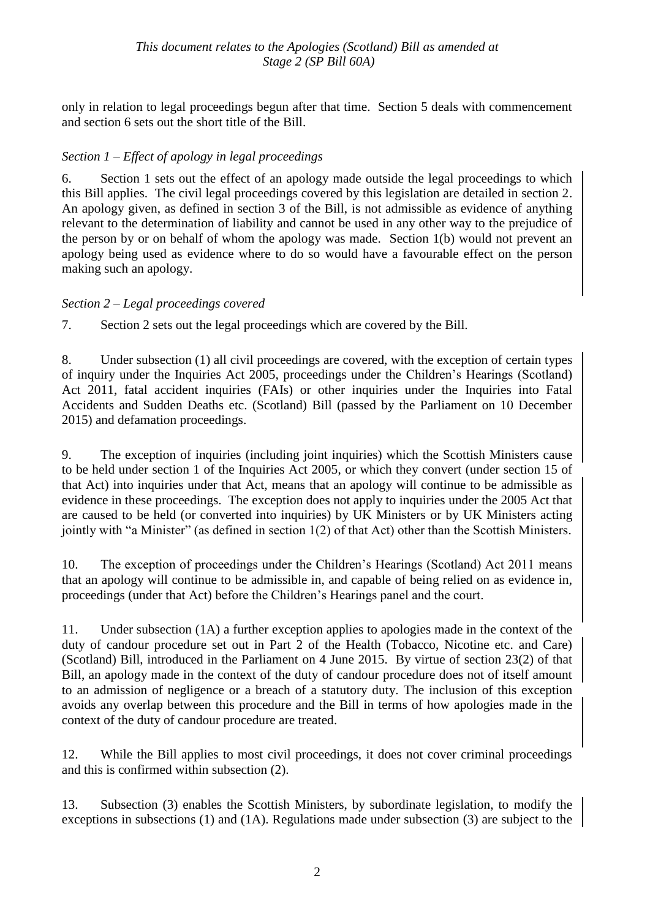only in relation to legal proceedings begun after that time. Section 5 deals with commencement and section 6 sets out the short title of the Bill.

*Section 1 – Effect of apology in legal proceedings*

6. Section 1 sets out the effect of an apology made outside the legal proceedings to which this Bill applies. The civil legal proceedings covered by this legislation are detailed in section 2. An apology given, as defined in section 3 of the Bill, is not admissible as evidence of anything relevant to the determination of liability and cannot be used in any other way to the prejudice of the person by or on behalf of whom the apology was made. Section 1(b) would not prevent an apology being used as evidence where to do so would have a favourable effect on the person making such an apology.

*Section 2 – Legal proceedings covered*

7. Section 2 sets out the legal proceedings which are covered by the Bill.

8. Under subsection (1) all civil proceedings are covered, with the exception of certain types of inquiry under the Inquiries Act 2005, proceedings under the Children's Hearings (Scotland) Act 2011, fatal accident inquiries (FAIs) or other inquiries under the Inquiries into Fatal Accidents and Sudden Deaths etc. (Scotland) Bill (passed by the Parliament on 10 December 2015) and defamation proceedings.

9. The exception of inquiries (including joint inquiries) which the Scottish Ministers cause to be held under section 1 of the Inquiries Act 2005, or which they convert (under section 15 of that Act) into inquiries under that Act, means that an apology will continue to be admissible as evidence in these proceedings. The exception does not apply to inquiries under the 2005 Act that are caused to be held (or converted into inquiries) by UK Ministers or by UK Ministers acting jointly with "a Minister" (as defined in section 1(2) of that Act) other than the Scottish Ministers.

10. The exception of proceedings under the Children's Hearings (Scotland) Act 2011 means that an apology will continue to be admissible in, and capable of being relied on as evidence in, proceedings (under that Act) before the Children's Hearings panel and the court.

11. Under subsection (1A) a further exception applies to apologies made in the context of the duty of candour procedure set out in Part 2 of the Health (Tobacco, Nicotine etc. and Care) (Scotland) Bill, introduced in the Parliament on 4 June 2015. By virtue of section 23(2) of that Bill, an apology made in the context of the duty of candour procedure does not of itself amount to an admission of negligence or a breach of a statutory duty. The inclusion of this exception avoids any overlap between this procedure and the Bill in terms of how apologies made in the context of the duty of candour procedure are treated.

12. While the Bill applies to most civil proceedings, it does not cover criminal proceedings and this is confirmed within subsection (2).

13. Subsection (3) enables the Scottish Ministers, by subordinate legislation, to modify the exceptions in subsections (1) and (1A). Regulations made under subsection (3) are subject to the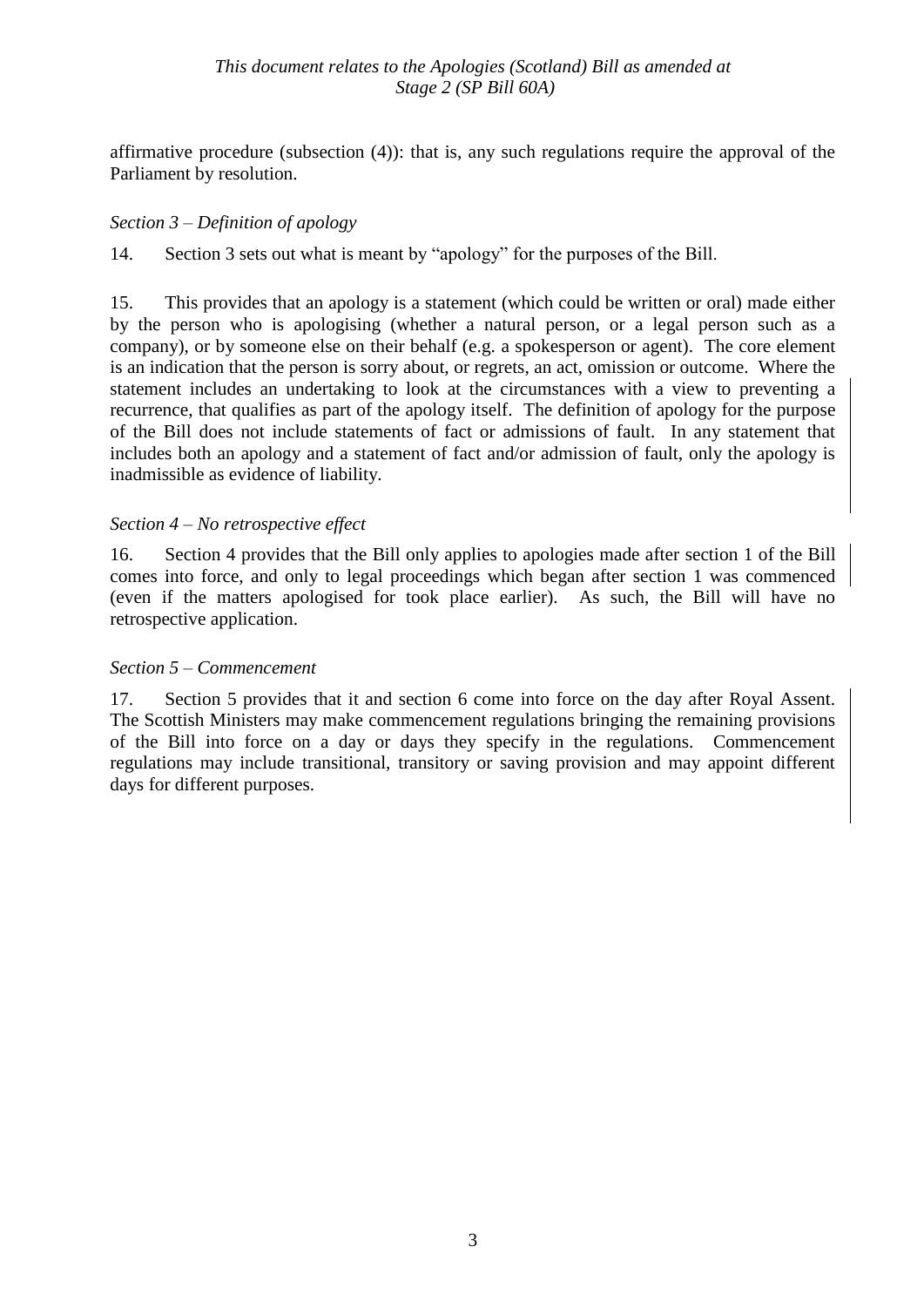affirmative procedure (subsection (4)): that is, any such regulations require the approval of the Parliament by resolution.

*Section 3 – Definition of apology*

14. Section 3 sets out what is meant by "apology" for the purposes of the Bill.

15. This provides that an apology is a statement (which could be written or oral) made either by the person who is apologising (whether a natural person, or a legal person such as a company), or by someone else on their behalf (e.g. a spokesperson or agent). The core element is an indication that the person is sorry about, or regrets, an act, omission or outcome. Where the statement includes an undertaking to look at the circumstances with a view to preventing a recurrence, that qualifies as part of the apology itself. The definition of apology for the purpose of the Bill does not include statements of fact or admissions of fault. In any statement that includes both an apology and a statement of fact and/or admission of fault, only the apology is inadmissible as evidence of liability.

*Section 4 – No retrospective effect*

16. Section 4 provides that the Bill only applies to apologies made after section 1 of the Bill comes into force, and only to legal proceedings which began after section 1 was commenced (even if the matters apologised for took place earlier). As such, the Bill will have no retrospective application.

*Section 5 – Commencement*

17. Section 5 provides that it and section 6 come into force on the day after Royal Assent. The Scottish Ministers may make commencement regulations bringing the remaining provisions of the Bill into force on a day or days they specify in the regulations. Commencement regulations may include transitional, transitory or saving provision and may appoint different days for different purposes.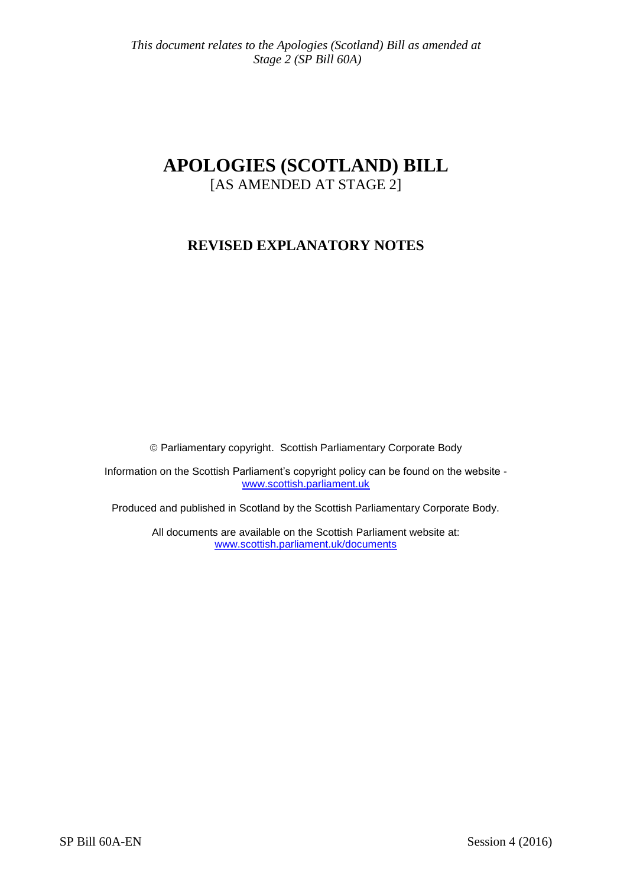*This document relates to the Apologies (Scotland) Bill as amended at Stage 2 (SP Bill 60A)*

# APOLOGIES (SCOTLAND) BILL
[AS AMENDED AT STAGE 2]

## REVISED EXPLANATORY NOTES

© Parliamentary copyright. Scottish Parliamentary Corporate Body

Information on the Scottish Parliament's copyright policy can be found on the website - www.scottish.parliament.uk

Produced and published in Scotland by the Scottish Parliamentary Corporate Body.

All documents are available on the Scottish Parliament website at: www.scottish.parliament.uk/documents

SP Bill 60A-EN Session 4 (2016)